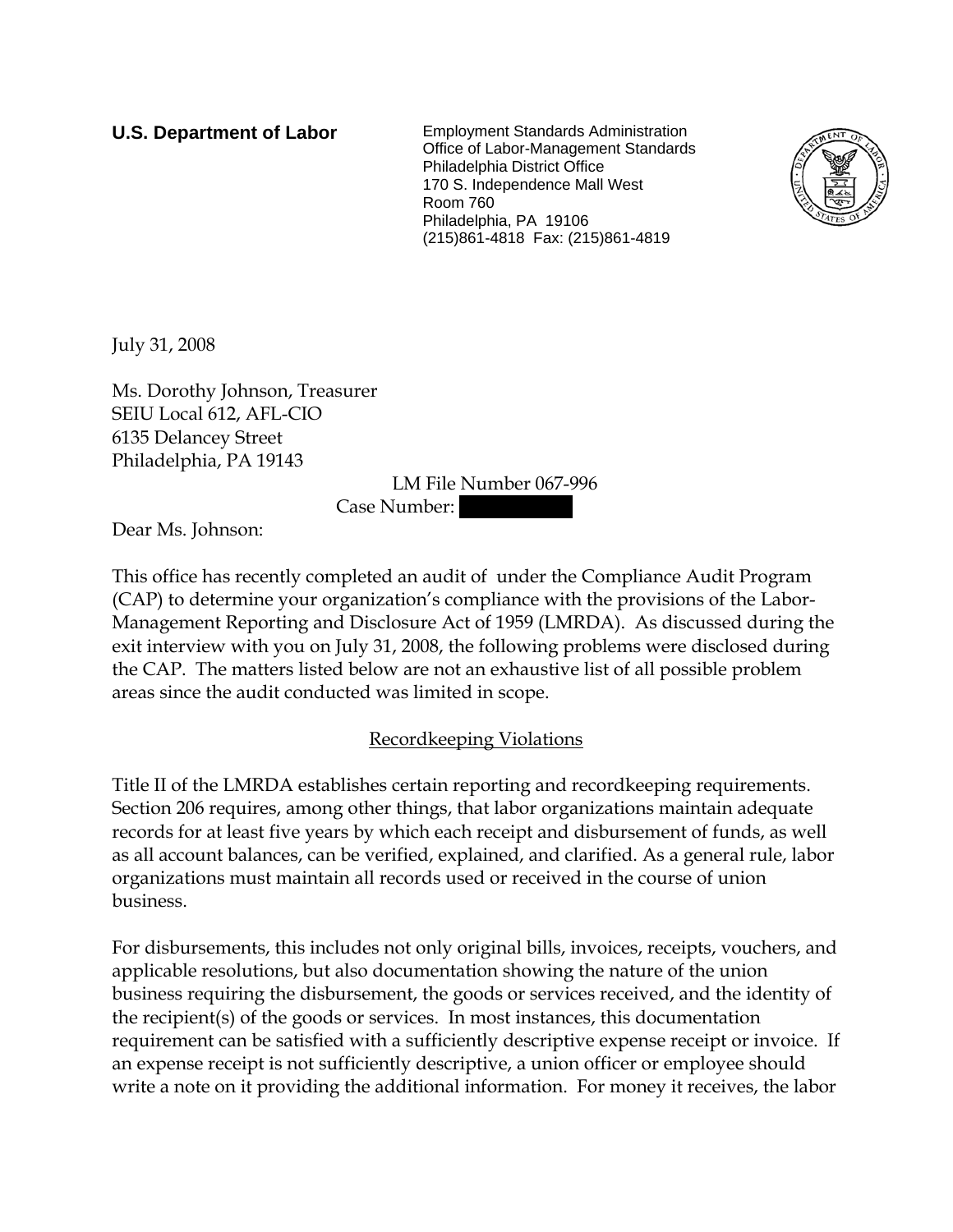**U.S. Department of Labor**

Employment Standards Administration
Office of Labor-Management Standards
Philadelphia District Office
170 S. Independence Mall West
Room 760
Philadelphia, PA 19106
(215)861-4818 Fax: (215)861-4819

July 31, 2008

Ms. Dorothy Johnson, Treasurer
SEIU Local 612, AFL-CIO
6135 Delancey Street
Philadelphia, PA 19143

LM File Number 067-996
Case Number: [redacted]

Dear Ms. Johnson:

This office has recently completed an audit of under the Compliance Audit Program (CAP) to determine your organization's compliance with the provisions of the Labor-Management Reporting and Disclosure Act of 1959 (LMRDA). As discussed during the exit interview with you on July 31, 2008, the following problems were disclosed during the CAP. The matters listed below are not an exhaustive list of all possible problem areas since the audit conducted was limited in scope.

## Recordkeeping Violations

Title II of the LMRDA establishes certain reporting and recordkeeping requirements. Section 206 requires, among other things, that labor organizations maintain adequate records for at least five years by which each receipt and disbursement of funds, as well as all account balances, can be verified, explained, and clarified. As a general rule, labor organizations must maintain all records used or received in the course of union business.

For disbursements, this includes not only original bills, invoices, receipts, vouchers, and applicable resolutions, but also documentation showing the nature of the union business requiring the disbursement, the goods or services received, and the identity of the recipient(s) of the goods or services. In most instances, this documentation requirement can be satisfied with a sufficiently descriptive expense receipt or invoice. If an expense receipt is not sufficiently descriptive, a union officer or employee should write a note on it providing the additional information. For money it receives, the labor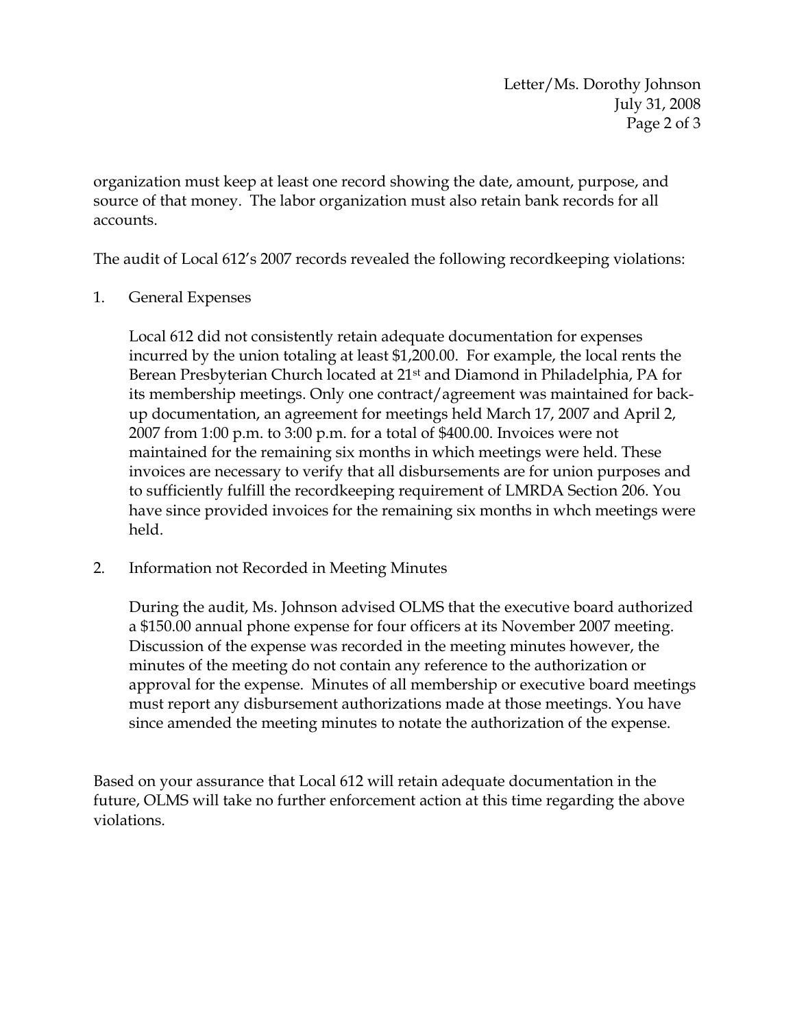organization must keep at least one record showing the date, amount, purpose, and source of that money. The labor organization must also retain bank records for all accounts.

The audit of Local 612's 2007 records revealed the following recordkeeping violations:

1. General Expenses

   Local 612 did not consistently retain adequate documentation for expenses incurred by the union totaling at least $1,200.00. For example, the local rents the Berean Presbyterian Church located at 21st and Diamond in Philadelphia, PA for its membership meetings. Only one contract/agreement was maintained for back-up documentation, an agreement for meetings held March 17, 2007 and April 2, 2007 from 1:00 p.m. to 3:00 p.m. for a total of $400.00. Invoices were not maintained for the remaining six months in which meetings were held. These invoices are necessary to verify that all disbursements are for union purposes and to sufficiently fulfill the recordkeeping requirement of LMRDA Section 206. You have since provided invoices for the remaining six months in whch meetings were held.

2. Information not Recorded in Meeting Minutes

   During the audit, Ms. Johnson advised OLMS that the executive board authorized a $150.00 annual phone expense for four officers at its November 2007 meeting. Discussion of the expense was recorded in the meeting minutes however, the minutes of the meeting do not contain any reference to the authorization or approval for the expense. Minutes of all membership or executive board meetings must report any disbursement authorizations made at those meetings. You have since amended the meeting minutes to notate the authorization of the expense.

Based on your assurance that Local 612 will retain adequate documentation in the future, OLMS will take no further enforcement action at this time regarding the above violations.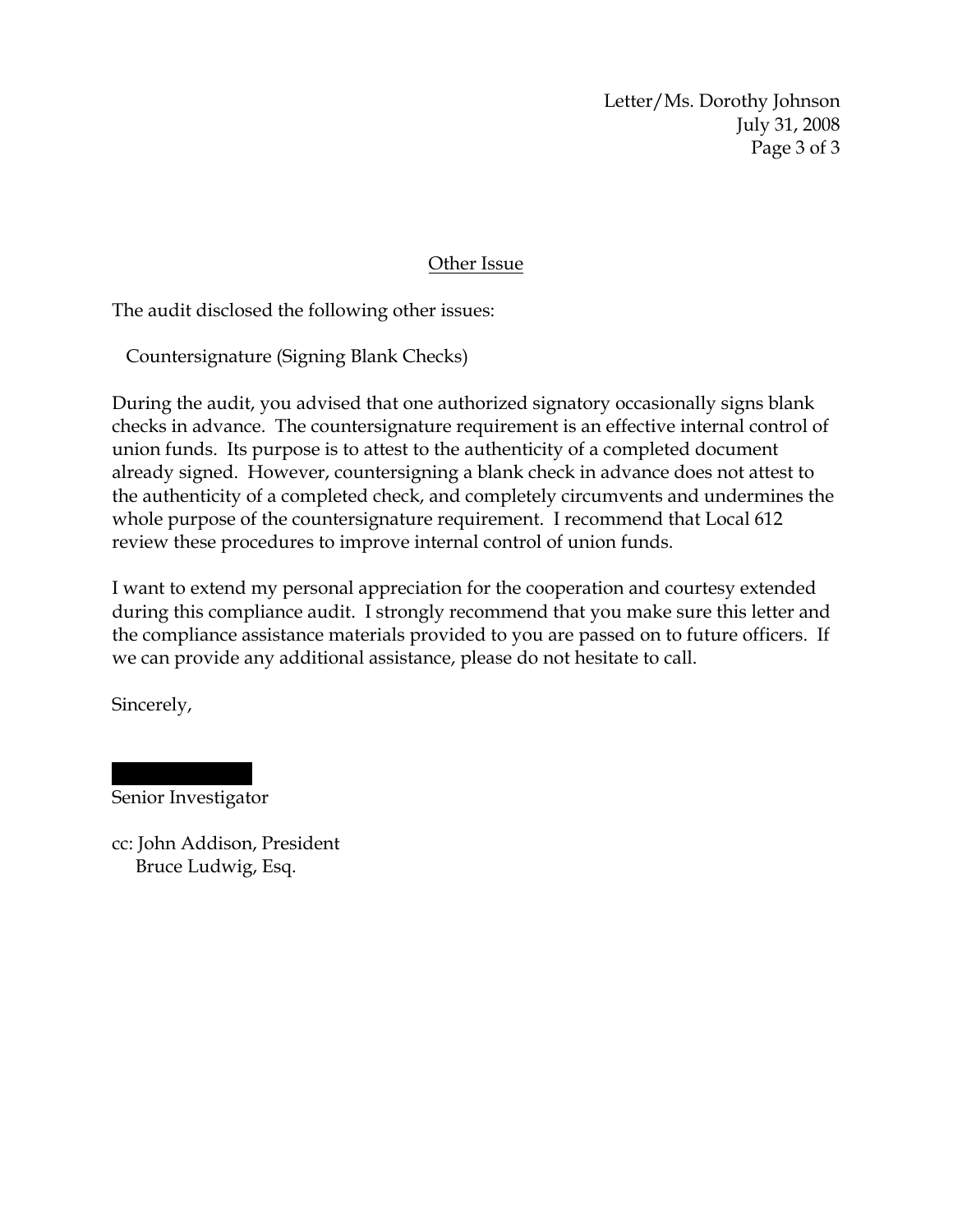## Other Issue

The audit disclosed the following other issues:

Countersignature (Signing Blank Checks)

During the audit, you advised that one authorized signatory occasionally signs blank checks in advance. The countersignature requirement is an effective internal control of union funds. Its purpose is to attest to the authenticity of a completed document already signed. However, countersigning a blank check in advance does not attest to the authenticity of a completed check, and completely circumvents and undermines the whole purpose of the countersignature requirement. I recommend that Local 612 review these procedures to improve internal control of union funds.

I want to extend my personal appreciation for the cooperation and courtesy extended during this compliance audit. I strongly recommend that you make sure this letter and the compliance assistance materials provided to you are passed on to future officers. If we can provide any additional assistance, please do not hesitate to call.

Sincerely,

Senior Investigator

cc: John Addison, President
Bruce Ludwig, Esq.